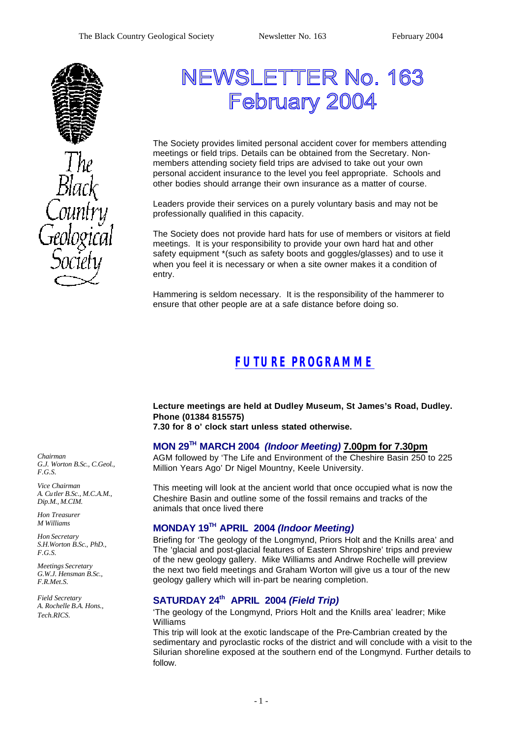# NEWSLETTER No. 163
# February 2004

The Black Country Geological Society

*Chairman*
*G.J. Worton B.Sc., C.Geol., F.G.S.*

*Vice Chairman*
*A. Cutler B.Sc., M.C.A.M., Dip.M., M.CIM.*

*Hon Treasurer*
*M Williams*

*Hon Secretary*
*S.H.Worton B.Sc., PhD., F.G.S.*

*Meetings Secretary*
*G.W.J. Hensman B.Sc., F.R.Met.S.*

*Field Secretary*
*A. Rochelle B.A. Hons., Tech.RICS.*

The Society provides limited personal accident cover for members attending meetings or field trips. Details can be obtained from the Secretary. Non-members attending society field trips are advised to take out your own personal accident insurance to the level you feel appropriate. Schools and other bodies should arrange their own insurance as a matter of course.

Leaders provide their services on a purely voluntary basis and may not be professionally qualified in this capacity.

The Society does not provide hard hats for use of members or visitors at field meetings. It is your responsibility to provide your own hard hat and other safety equipment *(such as safety boots and goggles/glasses) and to use it when you feel it is necessary or when a site owner makes it a condition of entry.

Hammering is seldom necessary. It is the responsibility of the hammerer to ensure that other people are at a safe distance before doing so.

## FUTURE PROGRAMME

**Lecture meetings are held at Dudley Museum, St James's Road, Dudley. Phone (01384 815575)**
**7.30 for 8 o' clock start unless stated otherwise.**

### MON 29TH MARCH 2004 *(Indoor Meeting)* 7.00pm for 7.30pm

AGM followed by 'The Life and Environment of the Cheshire Basin 250 to 225 Million Years Ago' Dr Nigel Mountny, Keele University.

This meeting will look at the ancient world that once occupied what is now the Cheshire Basin and outline some of the fossil remains and tracks of the animals that once lived there

### MONDAY 19TH APRIL 2004 *(Indoor Meeting)*

Briefing for 'The geology of the Longmynd, Priors Holt and the Knills area' and The 'glacial and post-glacial features of Eastern Shropshire' trips and preview of the new geology gallery. Mike Williams and Andrwe Rochelle will preview the next two field meetings and Graham Worton will give us a tour of the new geology gallery which will in-part be nearing completion.

### SATURDAY 24th APRIL 2004 *(Field Trip)*

'The geology of the Longmynd, Priors Holt and the Knills area' leadrer; Mike Williams

This trip will look at the exotic landscape of the Pre-Cambrian created by the sedimentary and pyroclastic rocks of the district and will conclude with a visit to the Silurian shoreline exposed at the southern end of the Longmynd. Further details to follow.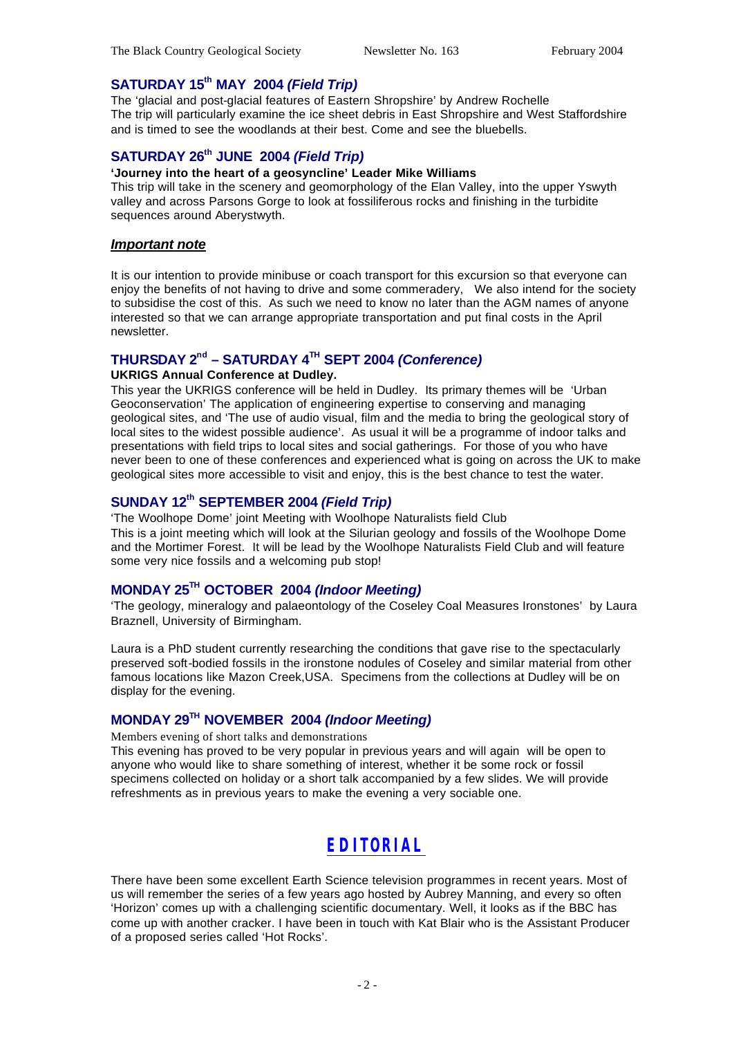## SATURDAY 15th MAY 2004 *(Field Trip)*

The 'glacial and post-glacial features of Eastern Shropshire' by Andrew Rochelle
The trip will particularly examine the ice sheet debris in East Shropshire and West Staffordshire and is timed to see the woodlands at their best. Come and see the bluebells.

## SATURDAY 26th JUNE 2004 *(Field Trip)*

**'Journey into the heart of a geosyncline' Leader Mike Williams**

This trip will take in the scenery and geomorphology of the Elan Valley, into the upper Yswyth valley and across Parsons Gorge to look at fossiliferous rocks and finishing in the turbidite sequences around Aberystwyth.

***Important note***

It is our intention to provide minibuse or coach transport for this excursion so that everyone can enjoy the benefits of not having to drive and some commeradery, We also intend for the society to subsidise the cost of this. As such we need to know no later than the AGM names of anyone interested so that we can arrange appropriate transportation and put final costs in the April newsletter.

## THURSDAY 2nd – SATURDAY 4TH SEPT 2004 *(Conference)*

**UKRIGS Annual Conference at Dudley.**

This year the UKRIGS conference will be held in Dudley. Its primary themes will be 'Urban Geoconservation' The application of engineering expertise to conserving and managing geological sites, and 'The use of audio visual, film and the media to bring the geological story of local sites to the widest possible audience'. As usual it will be a programme of indoor talks and presentations with field trips to local sites and social gatherings. For those of you who have never been to one of these conferences and experienced what is going on across the UK to make geological sites more accessible to visit and enjoy, this is the best chance to test the water.

## SUNDAY 12th SEPTEMBER 2004 *(Field Trip)*

'The Woolhope Dome' joint Meeting with Woolhope Naturalists field Club
This is a joint meeting which will look at the Silurian geology and fossils of the Woolhope Dome and the Mortimer Forest. It will be lead by the Woolhope Naturalists Field Club and will feature some very nice fossils and a welcoming pub stop!

## MONDAY 25TH OCTOBER 2004 *(Indoor Meeting)*

'The geology, mineralogy and palaeontology of the Coseley Coal Measures Ironstones' by Laura Braznell, University of Birmingham.

Laura is a PhD student currently researching the conditions that gave rise to the spectacularly preserved soft-bodied fossils in the ironstone nodules of Coseley and similar material from other famous locations like Mazon Creek,USA. Specimens from the collections at Dudley will be on display for the evening.

## MONDAY 29TH NOVEMBER 2004 *(Indoor Meeting)*

Members evening of short talks and demonstrations
This evening has proved to be very popular in previous years and will again will be open to anyone who would like to share something of interest, whether it be some rock or fossil specimens collected on holiday or a short talk accompanied by a few slides. We will provide refreshments as in previous years to make the evening a very sociable one.

# EDITORIAL

There have been some excellent Earth Science television programmes in recent years. Most of us will remember the series of a few years ago hosted by Aubrey Manning, and every so often 'Horizon' comes up with a challenging scientific documentary. Well, it looks as if the BBC has come up with another cracker. I have been in touch with Kat Blair who is the Assistant Producer of a proposed series called 'Hot Rocks'.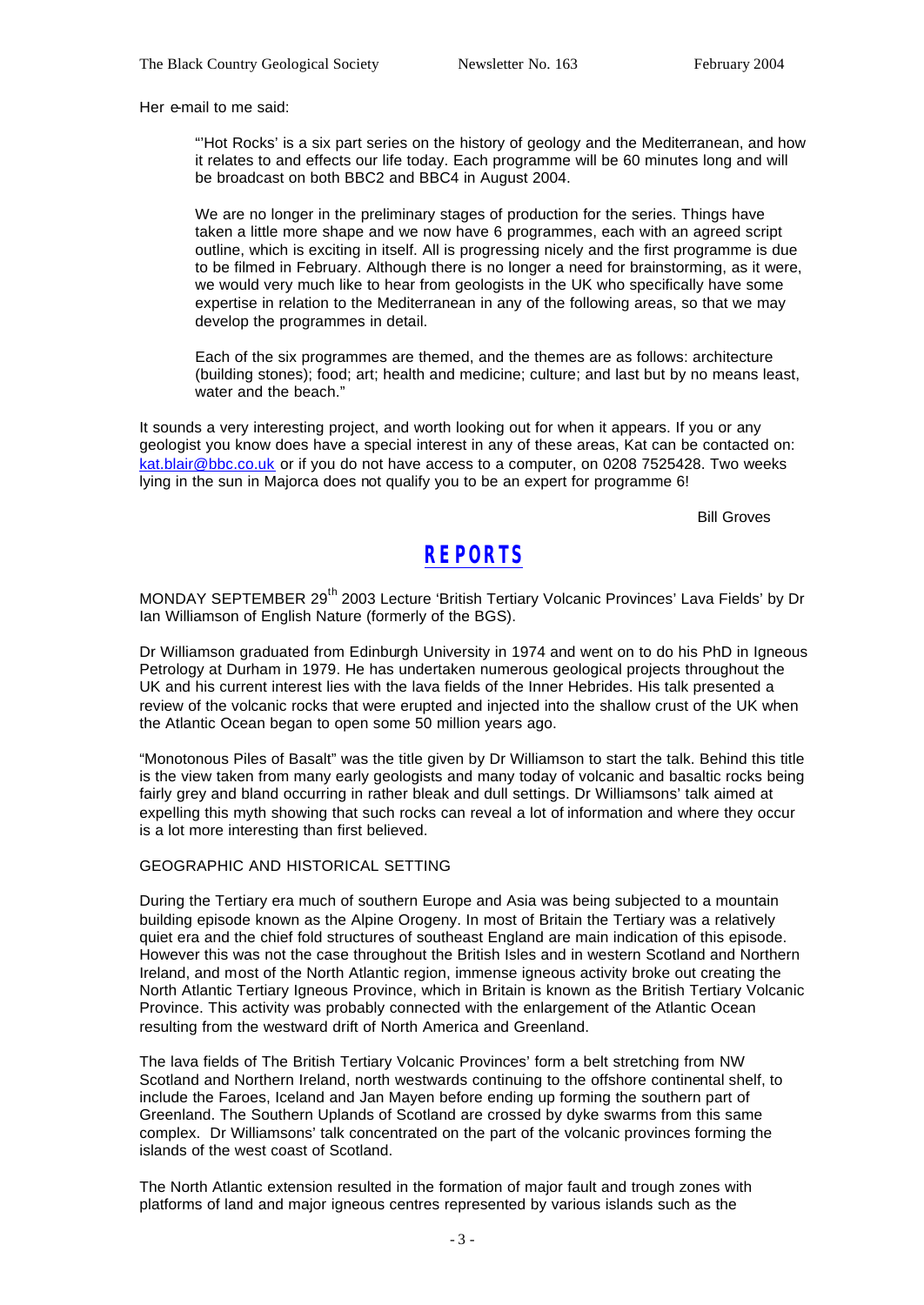Her e-mail to me said:

> "'Hot Rocks' is a six part series on the history of geology and the Mediterranean, and how it relates to and effects our life today. Each programme will be 60 minutes long and will be broadcast on both BBC2 and BBC4 in August 2004.
>
> We are no longer in the preliminary stages of production for the series. Things have taken a little more shape and we now have 6 programmes, each with an agreed script outline, which is exciting in itself. All is progressing nicely and the first programme is due to be filmed in February. Although there is no longer a need for brainstorming, as it were, we would very much like to hear from geologists in the UK who specifically have some expertise in relation to the Mediterranean in any of the following areas, so that we may develop the programmes in detail.
>
> Each of the six programmes are themed, and the themes are as follows: architecture (building stones); food; art; health and medicine; culture; and last but by no means least, water and the beach."

It sounds a very interesting project, and worth looking out for when it appears. If you or any geologist you know does have a special interest in any of these areas, Kat can be contacted on: kat.blair@bbc.co.uk or if you do not have access to a computer, on 0208 7525428. Two weeks lying in the sun in Majorca does not qualify you to be an expert for programme 6!

Bill Groves

# REPORTS

MONDAY SEPTEMBER 29th 2003 Lecture 'British Tertiary Volcanic Provinces' Lava Fields' by Dr Ian Williamson of English Nature (formerly of the BGS).

Dr Williamson graduated from Edinburgh University in 1974 and went on to do his PhD in Igneous Petrology at Durham in 1979. He has undertaken numerous geological projects throughout the UK and his current interest lies with the lava fields of the Inner Hebrides. His talk presented a review of the volcanic rocks that were erupted and injected into the shallow crust of the UK when the Atlantic Ocean began to open some 50 million years ago.

"Monotonous Piles of Basalt" was the title given by Dr Williamson to start the talk. Behind this title is the view taken from many early geologists and many today of volcanic and basaltic rocks being fairly grey and bland occurring in rather bleak and dull settings. Dr Williamsons' talk aimed at expelling this myth showing that such rocks can reveal a lot of information and where they occur is a lot more interesting than first believed.

GEOGRAPHIC AND HISTORICAL SETTING

During the Tertiary era much of southern Europe and Asia was being subjected to a mountain building episode known as the Alpine Orogeny. In most of Britain the Tertiary was a relatively quiet era and the chief fold structures of southeast England are main indication of this episode. However this was not the case throughout the British Isles and in western Scotland and Northern Ireland, and most of the North Atlantic region, immense igneous activity broke out creating the North Atlantic Tertiary Igneous Province, which in Britain is known as the British Tertiary Volcanic Province. This activity was probably connected with the enlargement of the Atlantic Ocean resulting from the westward drift of North America and Greenland.

The lava fields of The British Tertiary Volcanic Provinces' form a belt stretching from NW Scotland and Northern Ireland, north westwards continuing to the offshore continental shelf, to include the Faroes, Iceland and Jan Mayen before ending up forming the southern part of Greenland. The Southern Uplands of Scotland are crossed by dyke swarms from this same complex. Dr Williamsons' talk concentrated on the part of the volcanic provinces forming the islands of the west coast of Scotland.

The North Atlantic extension resulted in the formation of major fault and trough zones with platforms of land and major igneous centres represented by various islands such as the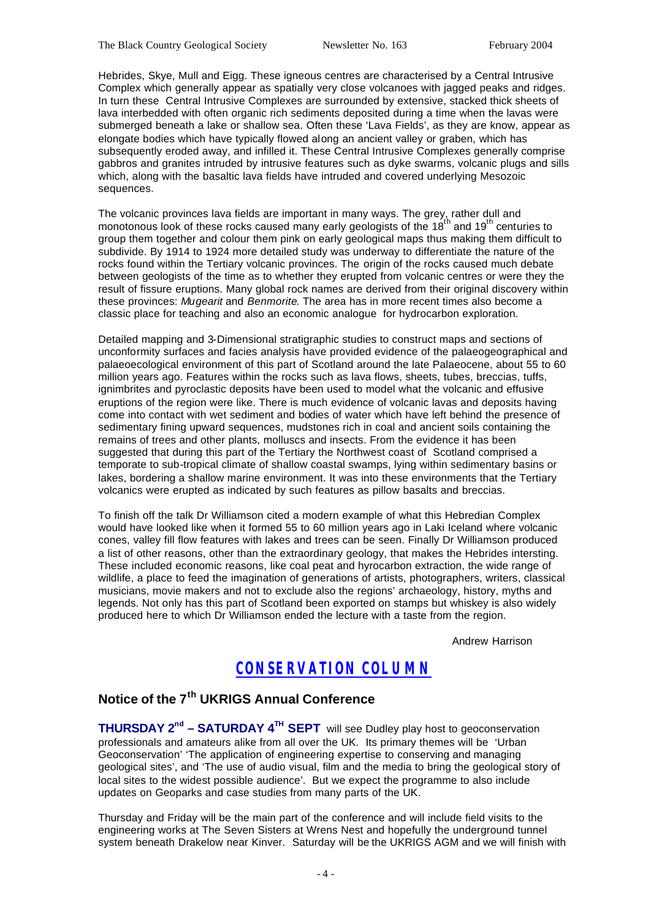Hebrides, Skye, Mull and Eigg. These igneous centres are characterised by a Central Intrusive Complex which generally appear as spatially very close volcanoes with jagged peaks and ridges. In turn these Central Intrusive Complexes are surrounded by extensive, stacked thick sheets of lava interbedded with often organic rich sediments deposited during a time when the lavas were submerged beneath a lake or shallow sea. Often these 'Lava Fields', as they are know, appear as elongate bodies which have typically flowed along an ancient valley or graben, which has subsequently eroded away, and infilled it. These Central Intrusive Complexes generally comprise gabbros and granites intruded by intrusive features such as dyke swarms, volcanic plugs and sills which, along with the basaltic lava fields have intruded and covered underlying Mesozoic sequences.

The volcanic provinces lava fields are important in many ways. The grey, rather dull and monotonous look of these rocks caused many early geologists of the 18th and 19th centuries to group them together and colour them pink on early geological maps thus making them difficult to subdivide. By 1914 to 1924 more detailed study was underway to differentiate the nature of the rocks found within the Tertiary volcanic provinces. The origin of the rocks caused much debate between geologists of the time as to whether they erupted from volcanic centres or were they the result of fissure eruptions. Many global rock names are derived from their original discovery within these provinces: *Mugearit* and *Benmorite*. The area has in more recent times also become a classic place for teaching and also an economic analogue for hydrocarbon exploration.

Detailed mapping and 3-Dimensional stratigraphic studies to construct maps and sections of unconformity surfaces and facies analysis have provided evidence of the palaeogeographical and palaeoecological environment of this part of Scotland around the late Palaeocene, about 55 to 60 million years ago. Features within the rocks such as lava flows, sheets, tubes, breccias, tuffs, ignimbrites and pyroclastic deposits have been used to model what the volcanic and effusive eruptions of the region were like. There is much evidence of volcanic lavas and deposits having come into contact with wet sediment and bodies of water which have left behind the presence of sedimentary fining upward sequences, mudstones rich in coal and ancient soils containing the remains of trees and other plants, molluscs and insects. From the evidence it has been suggested that during this part of the Tertiary the Northwest coast of Scotland comprised a temporate to sub-tropical climate of shallow coastal swamps, lying within sedimentary basins or lakes, bordering a shallow marine environment. It was into these environments that the Tertiary volcanics were erupted as indicated by such features as pillow basalts and breccias.

To finish off the talk Dr Williamson cited a modern example of what this Hebredian Complex would have looked like when it formed 55 to 60 million years ago in Laki Iceland where volcanic cones, valley fill flow features with lakes and trees can be seen. Finally Dr Williamson produced a list of other reasons, other than the extraordinary geology, that makes the Hebrides intersting. These included economic reasons, like coal peat and hyrocarbon extraction, the wide range of wildlife, a place to feed the imagination of generations of artists, photographers, writers, classical musicians, movie makers and not to exclude also the regions' archaeology, history, myths and legends. Not only has this part of Scotland been exported on stamps but whiskey is also widely produced here to which Dr Williamson ended the lecture with a taste from the region.

Andrew Harrison

# CONSERVATION COLUMN

## Notice of the 7th UKRIGS Annual Conference

**THURSDAY 2nd – SATURDAY 4TH SEPT** will see Dudley play host to geoconservation professionals and amateurs alike from all over the UK. Its primary themes will be 'Urban Geoconservation' 'The application of engineering expertise to conserving and managing geological sites', and 'The use of audio visual, film and the media to bring the geological story of local sites to the widest possible audience'. But we expect the programme to also include updates on Geoparks and case studies from many parts of the UK.

Thursday and Friday will be the main part of the conference and will include field visits to the engineering works at The Seven Sisters at Wrens Nest and hopefully the underground tunnel system beneath Drakelow near Kinver. Saturday will be the UKRIGS AGM and we will finish with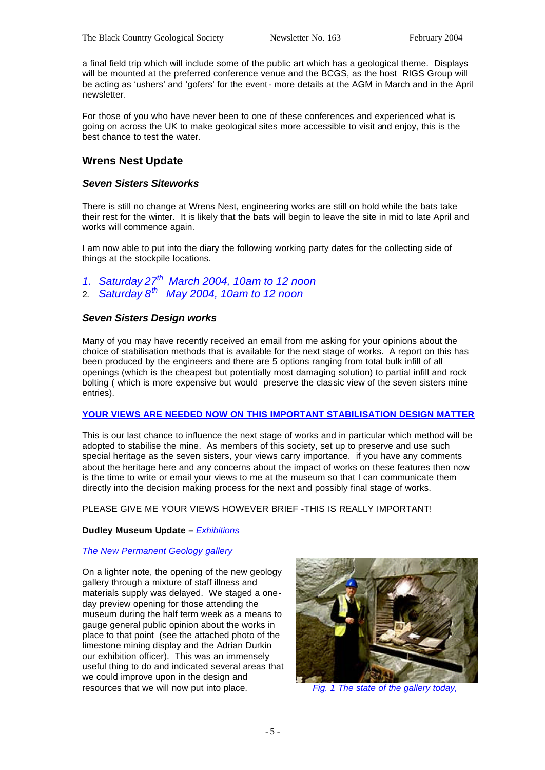a final field trip which will include some of the public art which has a geological theme. Displays will be mounted at the preferred conference venue and the BCGS, as the host RIGS Group will be acting as 'ushers' and 'gofers' for the event - more details at the AGM in March and in the April newsletter.

For those of you who have never been to one of these conferences and experienced what is going on across the UK to make geological sites more accessible to visit and enjoy, this is the best chance to test the water.

## Wrens Nest Update

### *Seven Sisters Siteworks*

There is still no change at Wrens Nest, engineering works are still on hold while the bats take their rest for the winter. It is likely that the bats will begin to leave the site in mid to late April and works will commence again.

I am now able to put into the diary the following working party dates for the collecting side of things at the stockpile locations.

1. *Saturday 27th March 2004, 10am to 12 noon*
2. *Saturday 8th May 2004, 10am to 12 noon*

### *Seven Sisters Design works*

Many of you may have recently received an email from me asking for your opinions about the choice of stabilisation methods that is available for the next stage of works. A report on this has been produced by the engineers and there are 5 options ranging from total bulk infill of all openings (which is the cheapest but potentially most damaging solution) to partial infill and rock bolting ( which is more expensive but would preserve the classic view of the seven sisters mine entries).

**YOUR VIEWS ARE NEEDED NOW ON THIS IMPORTANT STABILISATION DESIGN MATTER**

This is our last chance to influence the next stage of works and in particular which method will be adopted to stabilise the mine. As members of this society, set up to preserve and use such special heritage as the seven sisters, your views carry importance. if you have any comments about the heritage here and any concerns about the impact of works on these features then now is the time to write or email your views to me at the museum so that I can communicate them directly into the decision making process for the next and possibly final stage of works.

PLEASE GIVE ME YOUR VIEWS HOWEVER BRIEF -THIS IS REALLY IMPORTANT!

**Dudley Museum Update –** *Exhibitions*

*The New Permanent Geology gallery*

On a lighter note, the opening of the new geology gallery through a mixture of staff illness and materials supply was delayed. We staged a one-day preview opening for those attending the museum during the half term week as a means to gauge general public opinion about the works in place to that point (see the attached photo of the limestone mining display and the Adrian Durkin our exhibition officer). This was an immensely useful thing to do and indicated several areas that we could improve upon in the design and resources that we will now put into place.

*Fig. 1 The state of the gallery today,*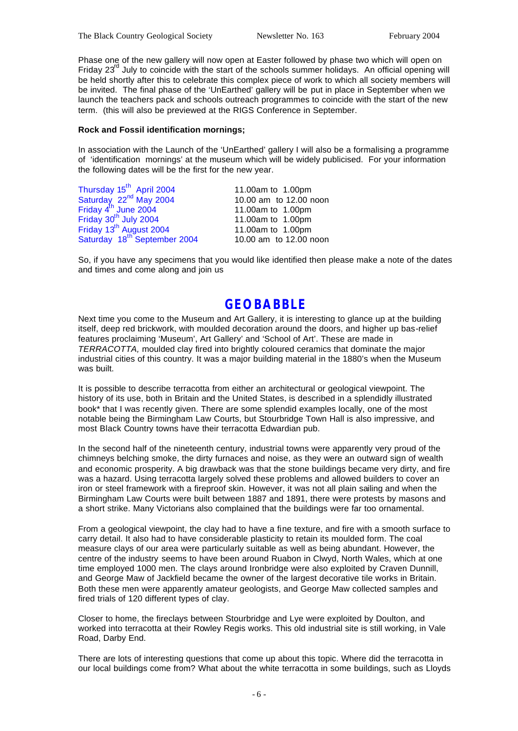Phase one of the new gallery will now open at Easter followed by phase two which will open on Friday 23rd July to coincide with the start of the schools summer holidays. An official opening will be held shortly after this to celebrate this complex piece of work to which all society members will be invited. The final phase of the 'UnEarthed' gallery will be put in place in September when we launch the teachers pack and schools outreach programmes to coincide with the start of the new term. (this will also be previewed at the RIGS Conference in September.

**Rock and Fossil identification mornings;**

In association with the Launch of the 'UnEarthed' gallery I will also be a formalising a programme of 'identification mornings' at the museum which will be widely publicised. For your information the following dates will be the first for the new year.

| | |
|---|---|
| Thursday 15th April 2004 | 11.00am to 1.00pm |
| Saturday 22nd May 2004 | 10.00 am to 12.00 noon |
| Friday 4th June 2004 | 11.00am to 1.00pm |
| Friday 30th July 2004 | 11.00am to 1.00pm |
| Friday 13th August 2004 | 11.00am to 1.00pm |
| Saturday 18th September 2004 | 10.00 am to 12.00 noon |

So, if you have any specimens that you would like identified then please make a note of the dates and times and come along and join us

## GEOBABBLE

Next time you come to the Museum and Art Gallery, it is interesting to glance up at the building itself, deep red brickwork, with moulded decoration around the doors, and higher up bas-relief features proclaiming 'Museum', Art Gallery' and 'School of Art'. These are made in *TERRACOTTA,* moulded clay fired into brightly coloured ceramics that dominate the major industrial cities of this country. It was a major building material in the 1880's when the Museum was built.

It is possible to describe terracotta from either an architectural or geological viewpoint. The history of its use, both in Britain and the United States, is described in a splendidly illustrated book* that I was recently given. There are some splendid examples locally, one of the most notable being the Birmingham Law Courts, but Stourbridge Town Hall is also impressive, and most Black Country towns have their terracotta Edwardian pub.

In the second half of the nineteenth century, industrial towns were apparently very proud of the chimneys belching smoke, the dirty furnaces and noise, as they were an outward sign of wealth and economic prosperity. A big drawback was that the stone buildings became very dirty, and fire was a hazard. Using terracotta largely solved these problems and allowed builders to cover an iron or steel framework with a fireproof skin. However, it was not all plain sailing and when the Birmingham Law Courts were built between 1887 and 1891, there were protests by masons and a short strike. Many Victorians also complained that the buildings were far too ornamental.

From a geological viewpoint, the clay had to have a fine texture, and fire with a smooth surface to carry detail. It also had to have considerable plasticity to retain its moulded form. The coal measure clays of our area were particularly suitable as well as being abundant. However, the centre of the industry seems to have been around Ruabon in Clwyd, North Wales, which at one time employed 1000 men. The clays around Ironbridge were also exploited by Craven Dunnill, and George Maw of Jackfield became the owner of the largest decorative tile works in Britain. Both these men were apparently amateur geologists, and George Maw collected samples and fired trials of 120 different types of clay.

Closer to home, the fireclays between Stourbridge and Lye were exploited by Doulton, and worked into terracotta at their Rowley Regis works. This old industrial site is still working, in Vale Road, Darby End.

There are lots of interesting questions that come up about this topic. Where did the terracotta in our local buildings come from? What about the white terracotta in some buildings, such as Lloyds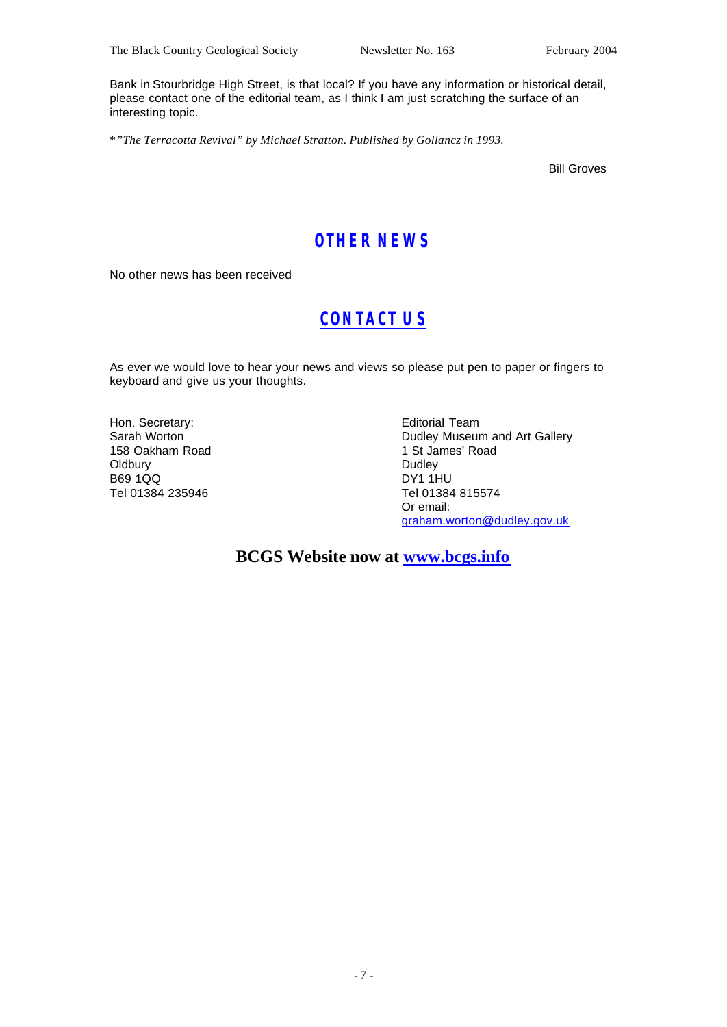Bank in Stourbridge High Street, is that local? If you have any information or historical detail, please contact one of the editorial team, as I think I am just scratching the surface of an interesting topic.

**"The Terracotta Revival" by Michael Stratton. Published by Gollancz in 1993.*

Bill Groves

## OTHER NEWS

No other news has been received

## CONTACT US

As ever we would love to hear your news and views so please put pen to paper or fingers to keyboard and give us your thoughts.

Hon. Secretary:
Sarah Worton
158 Oakham Road
Oldbury
B69 1QQ
Tel 01384 235946

Editorial Team
Dudley Museum and Art Gallery
1 St James' Road
Dudley
DY1 1HU
Tel 01384 815574
Or email:
graham.worton@dudley.gov.uk

**BCGS Website now at www.bcgs.info**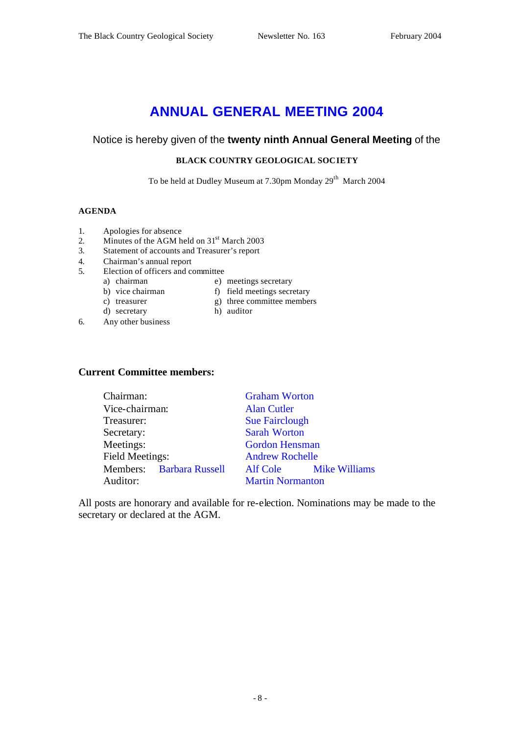# ANNUAL GENERAL MEETING 2004

Notice is hereby given of the **twenty ninth Annual General Meeting** of the

**BLACK COUNTRY GEOLOGICAL SOCIETY**

To be held at Dudley Museum at 7.30pm Monday 29th March 2004

**AGENDA**

1. Apologies for absence
2. Minutes of the AGM held on 31st March 2003
3. Statement of accounts and Treasurer's report
4. Chairman's annual report
5. Election of officers and committee
   - a) chairman
   - b) vice chairman
   - c) treasurer
   - d) secretary
   - e) meetings secretary
   - f) field meetings secretary
   - g) three committee members
   - h) auditor
6. Any other business

### Current Committee members:

| | |
|---|---|
| Chairman: | Graham Worton |
| Vice-chairman: | Alan Cutler |
| Treasurer: | Sue Fairclough |
| Secretary: | Sarah Worton |
| Meetings: | Gordon Hensman |
| Field Meetings: | Andrew Rochelle |
| Members: | Barbara Russell, Alf Cole, Mike Williams |
| Auditor: | Martin Normanton |

All posts are honorary and available for re-election. Nominations may be made to the secretary or declared at the AGM.